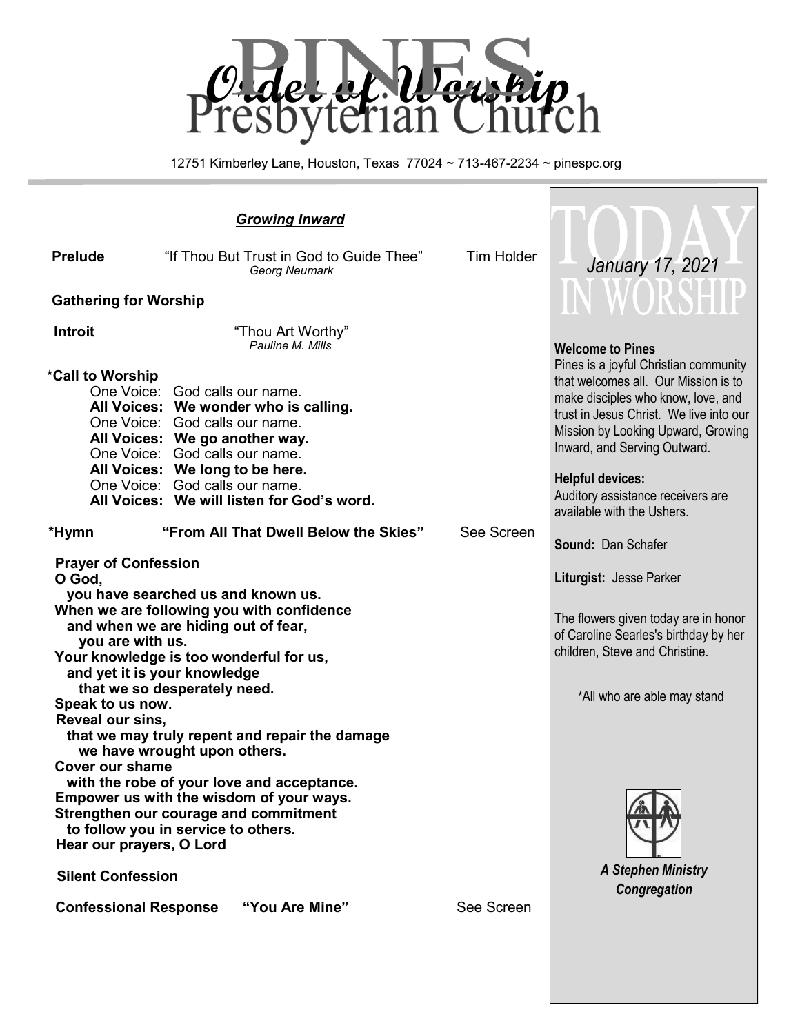# Order of Worship

# Pines Presbyterian Church

12751 Kimberley Lane, Houston, Texas 77024 ~ 713-467-2234 ~ pinespc.org

## *Growing Inward*

**Prelude** "If Thou But Trust in God to Guide Thee" Tim Holder
*Georg Neumark*

**Gathering for Worship**

**Introit** "Thou Art Worthy"
*Pauline M. Mills*

**\*Call to Worship**

One Voice: God calls our name.
**All Voices: We wonder who is calling.**
One Voice: God calls our name.
**All Voices: We go another way.**
One Voice: God calls our name.
**All Voices: We long to be here.**
One Voice: God calls our name.
**All Voices: We will listen for God's word.**

**\*Hymn "From All That Dwell Below the Skies"** See Screen

**Prayer of Confession**

**O God,**
**you have searched us and known us.**
**When we are following you with confidence**
**and when we are hiding out of fear,**
**you are with us.**
**Your knowledge is too wonderful for us,**
**and yet it is your knowledge**
**that we so desperately need.**
**Speak to us now.**
**Reveal our sins,**
**that we may truly repent and repair the damage**
**we have wrought upon others.**
**Cover our shame**
**with the robe of your love and acceptance.**
**Empower us with the wisdom of your ways.**
**Strengthen our courage and commitment**
**to follow you in service to others.**
**Hear our prayers, O Lord**

**Silent Confession**

**Confessional Response "You Are Mine"** See Screen

## TODAY IN WORSHIP

*January 17, 2021*

**Welcome to Pines**
Pines is a joyful Christian community that welcomes all. Our Mission is to make disciples who know, love, and trust in Jesus Christ. We live into our Mission by Looking Upward, Growing Inward, and Serving Outward.

**Helpful devices:**
Auditory assistance receivers are available with the Ushers.

**Sound:** Dan Schafer

**Liturgist:** Jesse Parker

The flowers given today are in honor of Caroline Searles's birthday by her children, Steve and Christine.

\*All who are able may stand

***A Stephen Ministry Congregation***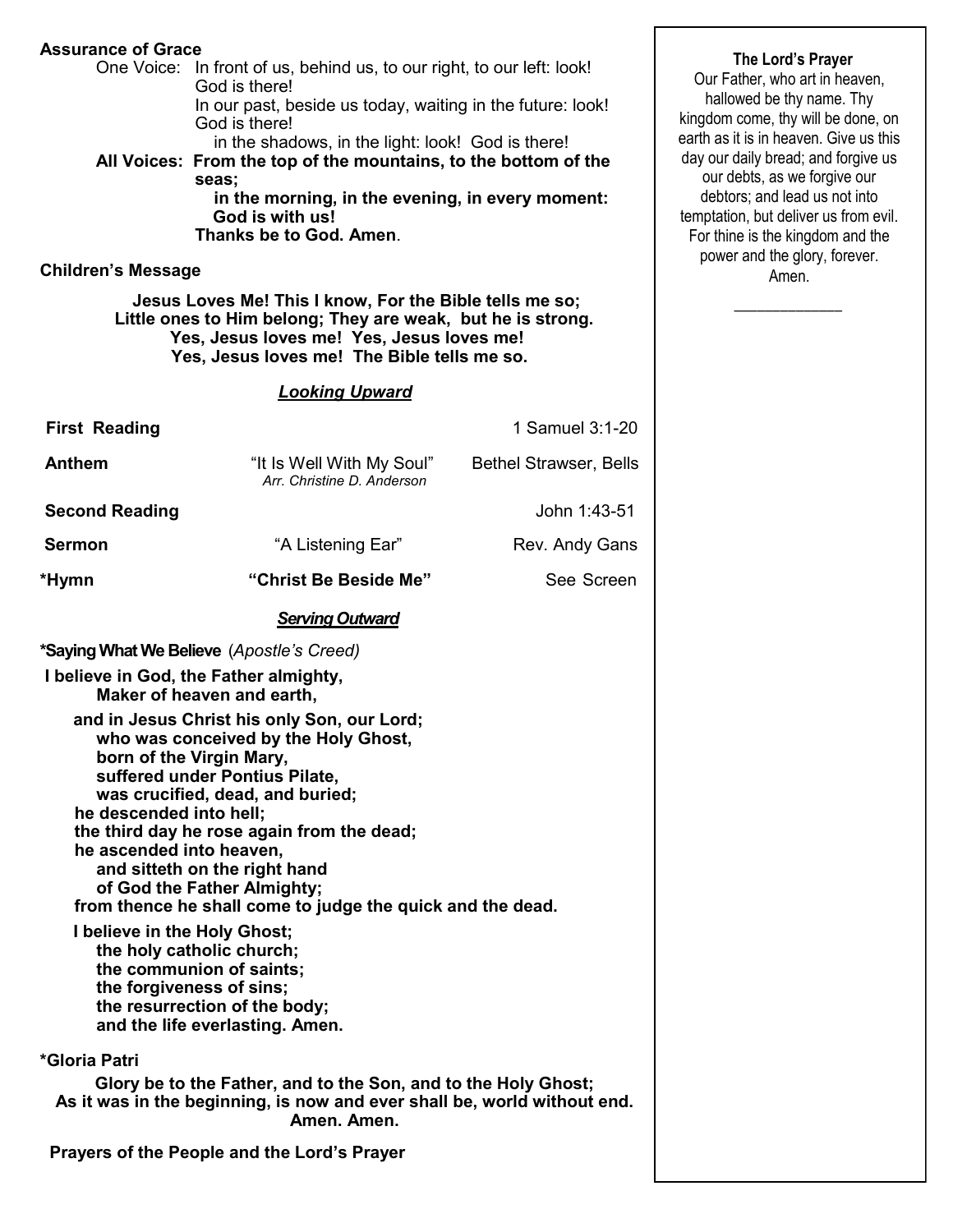**Assurance of Grace**

One Voice: In front of us, behind us, to our right, to our left: look! God is there!
In our past, beside us today, waiting in the future: look! God is there!
in the shadows, in the light: look! God is there!

**All Voices: From the top of the mountains, to the bottom of the seas;**
**in the morning, in the evening, in every moment: God is with us!**
**Thanks be to God. Amen**.

**Children's Message**

**Jesus Loves Me! This I know, For the Bible tells me so;**
**Little ones to Him belong; They are weak, but he is strong.**
**Yes, Jesus loves me! Yes, Jesus loves me!**
**Yes, Jesus loves me! The Bible tells me so.**

***Looking Upward***

| | | |
|---|---|---|
| **First Reading** | | 1 Samuel 3:1-20 |
| **Anthem** | "It Is Well With My Soul" *Arr. Christine D. Anderson* | Bethel Strawser, Bells |
| **Second Reading** | | John 1:43-51 |
| **Sermon** | "A Listening Ear" | Rev. Andy Gans |
| **\*Hymn** | **"Christ Be Beside Me"** | See Screen |

***Serving Outward***

**\*Saying What We Believe** (*Apostle's Creed)*

**I believe in God, the Father almighty,**
**Maker of heaven and earth,**

**and in Jesus Christ his only Son, our Lord;**
**who was conceived by the Holy Ghost,**
**born of the Virgin Mary,**
**suffered under Pontius Pilate,**
**was crucified, dead, and buried;**
**he descended into hell;**
**the third day he rose again from the dead;**
**he ascended into heaven,**
**and sitteth on the right hand**
**of God the Father Almighty;**
**from thence he shall come to judge the quick and the dead.**

**I believe in the Holy Ghost;**
**the holy catholic church;**
**the communion of saints;**
**the forgiveness of sins;**
**the resurrection of the body;**
**and the life everlasting. Amen.**

**\*Gloria Patri**

**Glory be to the Father, and to the Son, and to the Holy Ghost;**
**As it was in the beginning, is now and ever shall be, world without end.**
**Amen. Amen.**

**Prayers of the People and the Lord's Prayer**

**The Lord's Prayer**

Our Father, who art in heaven, hallowed be thy name. Thy kingdom come, thy will be done, on earth as it is in heaven. Give us this day our daily bread; and forgive us our debts, as we forgive our debtors; and lead us not into temptation, but deliver us from evil. For thine is the kingdom and the power and the glory, forever. Amen.

______________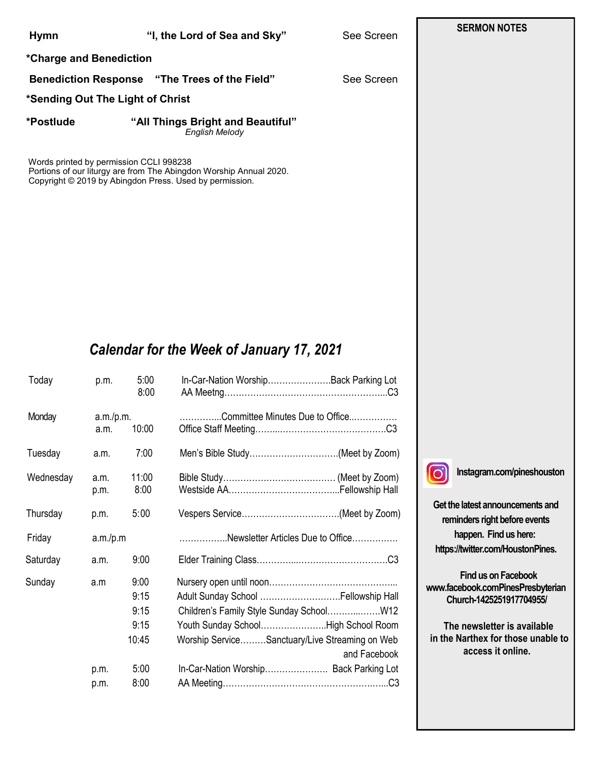**Hymn** **"I, the Lord of Sea and Sky"** See Screen

**\*Charge and Benediction**

**Benediction Response** **"The Trees of the Field"** See Screen

**\*Sending Out The Light of Christ**

**\*Postlude** **"All Things Bright and Beautiful"**
*English Melody*

Words printed by permission CCLI 998238
Portions of our liturgy are from The Abingdon Worship Annual 2020.
Copyright © 2019 by Abingdon Press. Used by permission.

## *Calendar for the Week of January 17, 2021*

| | | | |
|---|---|---|---|
| Today | p.m. | 5:00 | In-Car-Nation Worship………………….Back Parking Lot |
| | | 8:00 | AA Meetng………………………………………………...C3 |
| Monday | a.m./p.m. | | …………..Committee Minutes Due to Office..……………. |
| | a.m. | 10:00 | Office Staff Meeting……..………………………………C3 |
| Tuesday | a.m. | 7:00 | Men's Bible Study…………………………(Meet by Zoom) |
| Wednesday | a.m. | 11:00 | Bible Study………………………………… (Meet by Zoom) |
| | p.m. | 8:00 | Westside AA………………………………...Fellowship Hall |
| Thursday | p.m. | 5:00 | Vespers Service……………………………(Meet by Zoom) |
| Friday | a.m./p.m | | ……………..Newsletter Articles Due to Office……….…. |
| Saturday | a.m. | 9:00 | Elder Training Class…………..…………………………C3 |
| Sunday | a.m | 9:00 | Nursery open until noon……………………………………... |
| | | 9:15 | Adult Sunday School ……………………….Fellowship Hall |
| | | 9:15 | Children's Family Style Sunday School………...…….W12 |
| | | 9:15 | Youth Sunday School…………………..High School Room |
| | | 10:45 | Worship Service………Sanctuary/Live Streaming on Web and Facebook |
| | p.m. | 5:00 | In-Car-Nation Worship…………………. Back Parking Lot |
| | p.m. | 8:00 | AA Meeting…………………………………………….…...C3 |

**SERMON NOTES**

**Instagram.com/pineshouston**

**Get the latest announcements and reminders right before events happen. Find us here: https://twitter.com/HoustonPines.**

**Find us on Facebook**
**www.facebook.comPinesPresbyterian Church-1425251917704955/**

**The newsletter is available in the Narthex for those unable to access it online.**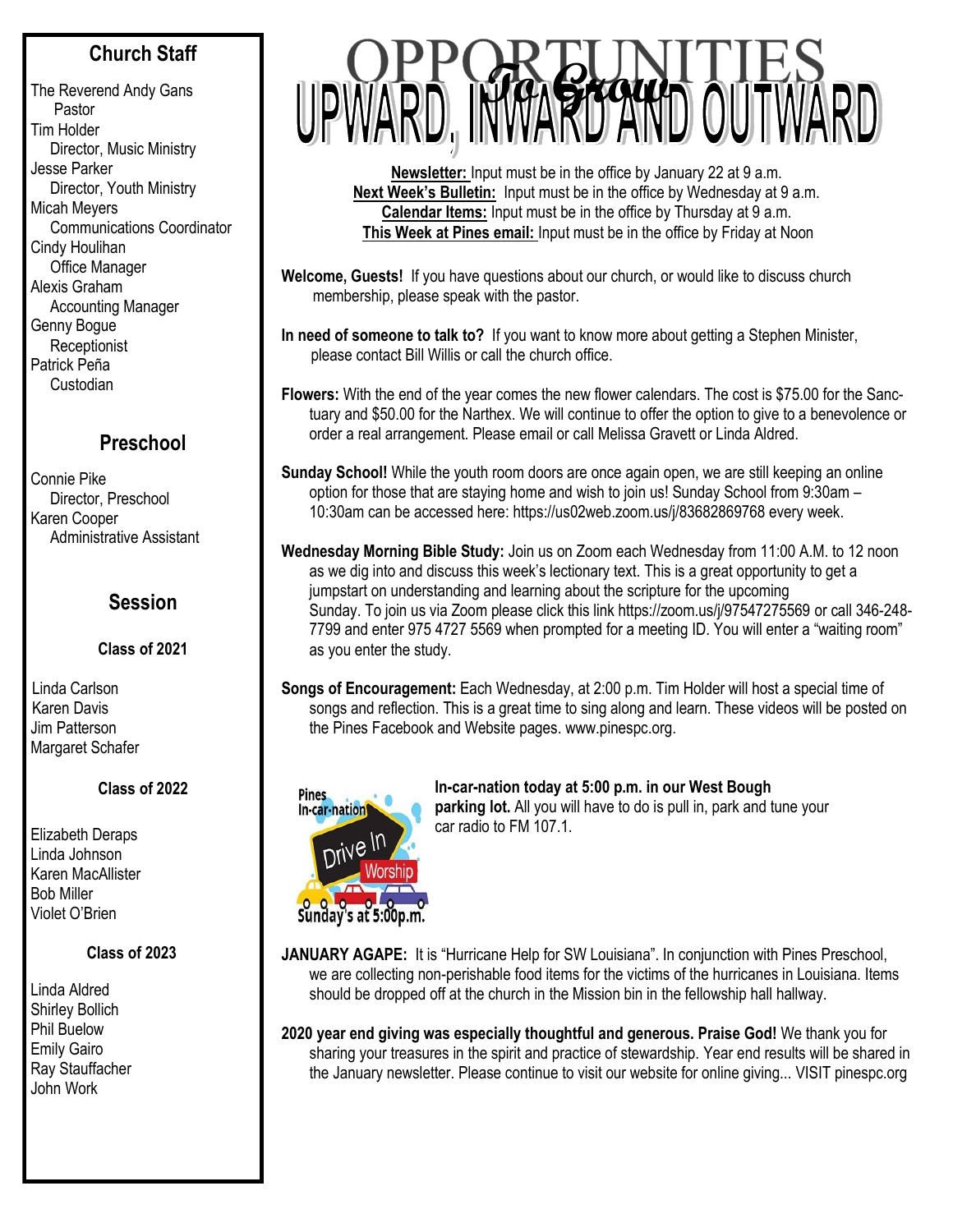## Church Staff

The Reverend Andy Gans
Pastor
Tim Holder
Director, Music Ministry
Jesse Parker
Director, Youth Ministry
Micah Meyers
Communications Coordinator
Cindy Houlihan
Office Manager
Alexis Graham
Accounting Manager
Genny Bogue
Receptionist
Patrick Peña
Custodian

## Preschool

Connie Pike
Director, Preschool
Karen Cooper
Administrative Assistant

## Session

### Class of 2021

Linda Carlson
Karen Davis
Jim Patterson
Margaret Schafer

### Class of 2022

Elizabeth Deraps
Linda Johnson
Karen MacAllister
Bob Miller
Violet O'Brien

### Class of 2023

Linda Aldred
Shirley Bollich
Phil Buelow
Emily Gairo
Ray Stauffacher
John Work

# OPPORTUNITIES To Grow UPWARD, INWARD AND OUTWARD

**Newsletter:** Input must be in the office by January 22 at 9 a.m.
**Next Week's Bulletin:** Input must be in the office by Wednesday at 9 a.m.
**Calendar Items:** Input must be in the office by Thursday at 9 a.m.
**This Week at Pines email:** Input must be in the office by Friday at Noon

**Welcome, Guests!** If you have questions about our church, or would like to discuss church membership, please speak with the pastor.

**In need of someone to talk to?** If you want to know more about getting a Stephen Minister, please contact Bill Willis or call the church office.

**Flowers:** With the end of the year comes the new flower calendars. The cost is $75.00 for the Sanctuary and $50.00 for the Narthex. We will continue to offer the option to give to a benevolence or order a real arrangement. Please email or call Melissa Gravett or Linda Aldred.

**Sunday School!** While the youth room doors are once again open, we are still keeping an online option for those that are staying home and wish to join us! Sunday School from 9:30am – 10:30am can be accessed here: https://us02web.zoom.us/j/83682869768 every week.

**Wednesday Morning Bible Study:** Join us on Zoom each Wednesday from 11:00 A.M. to 12 noon as we dig into and discuss this week's lectionary text. This is a great opportunity to get a jumpstart on understanding and learning about the scripture for the upcoming Sunday. To join us via Zoom please click this link https://zoom.us/j/97547275569 or call 346-248-7799 and enter 975 4727 5569 when prompted for a meeting ID. You will enter a "waiting room" as you enter the study.

**Songs of Encouragement:** Each Wednesday, at 2:00 p.m. Tim Holder will host a special time of songs and reflection. This is a great time to sing along and learn. These videos will be posted on the Pines Facebook and Website pages. www.pinespc.org.

Pines In-car-nation
Drive In Worship
Sunday's at 5:00p.m.

**In-car-nation today at 5:00 p.m. in our West Bough parking lot.** All you will have to do is pull in, park and tune your car radio to FM 107.1.

**JANUARY AGAPE:** It is "Hurricane Help for SW Louisiana". In conjunction with Pines Preschool, we are collecting non-perishable food items for the victims of the hurricanes in Louisiana. Items should be dropped off at the church in the Mission bin in the fellowship hall hallway.

**2020 year end giving was especially thoughtful and generous. Praise God!** We thank you for sharing your treasures in the spirit and practice of stewardship. Year end results will be shared in the January newsletter. Please continue to visit our website for online giving... VISIT pinespc.org